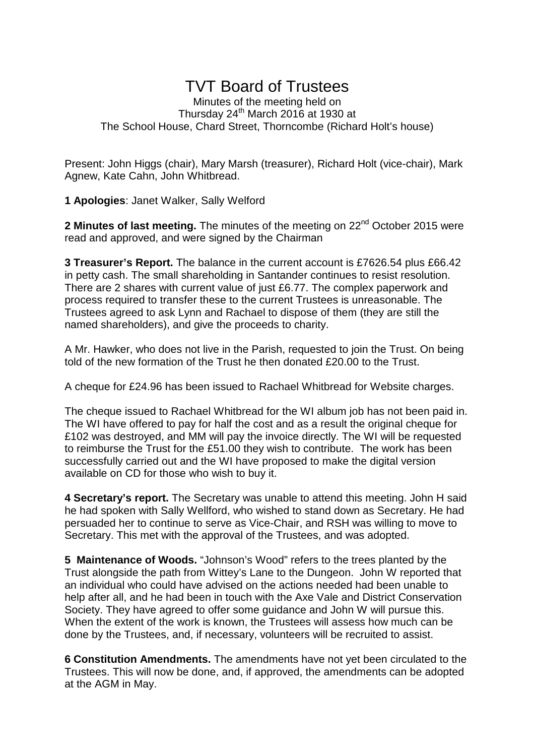# TVT Board of Trustees

Minutes of the meeting held on
Thursday 24th March 2016 at 1930 at
The School House, Chard Street, Thorncombe (Richard Holt's house)

Present: John Higgs (chair), Mary Marsh (treasurer), Richard Holt (vice-chair), Mark Agnew, Kate Cahn, John Whitbread.

**1 Apologies**: Janet Walker, Sally Welford

**2 Minutes of last meeting.** The minutes of the meeting on 22nd October 2015 were read and approved, and were signed by the Chairman

**3 Treasurer's Report.** The balance in the current account is £7626.54 plus £66.42 in petty cash. The small shareholding in Santander continues to resist resolution. There are 2 shares with current value of just £6.77. The complex paperwork and process required to transfer these to the current Trustees is unreasonable. The Trustees agreed to ask Lynn and Rachael to dispose of them (they are still the named shareholders), and give the proceeds to charity.

A Mr. Hawker, who does not live in the Parish, requested to join the Trust. On being told of the new formation of the Trust he then donated £20.00 to the Trust.

A cheque for £24.96 has been issued to Rachael Whitbread for Website charges.

The cheque issued to Rachael Whitbread for the WI album job has not been paid in. The WI have offered to pay for half the cost and as a result the original cheque for £102 was destroyed, and MM will pay the invoice directly. The WI will be requested to reimburse the Trust for the £51.00 they wish to contribute. The work has been successfully carried out and the WI have proposed to make the digital version available on CD for those who wish to buy it.

**4 Secretary's report.** The Secretary was unable to attend this meeting. John H said he had spoken with Sally Wellford, who wished to stand down as Secretary. He had persuaded her to continue to serve as Vice-Chair, and RSH was willing to move to Secretary. This met with the approval of the Trustees, and was adopted.

**5 Maintenance of Woods.** "Johnson's Wood" refers to the trees planted by the Trust alongside the path from Wittey's Lane to the Dungeon. John W reported that an individual who could have advised on the actions needed had been unable to help after all, and he had been in touch with the Axe Vale and District Conservation Society. They have agreed to offer some guidance and John W will pursue this. When the extent of the work is known, the Trustees will assess how much can be done by the Trustees, and, if necessary, volunteers will be recruited to assist.

**6 Constitution Amendments.** The amendments have not yet been circulated to the Trustees. This will now be done, and, if approved, the amendments can be adopted at the AGM in May.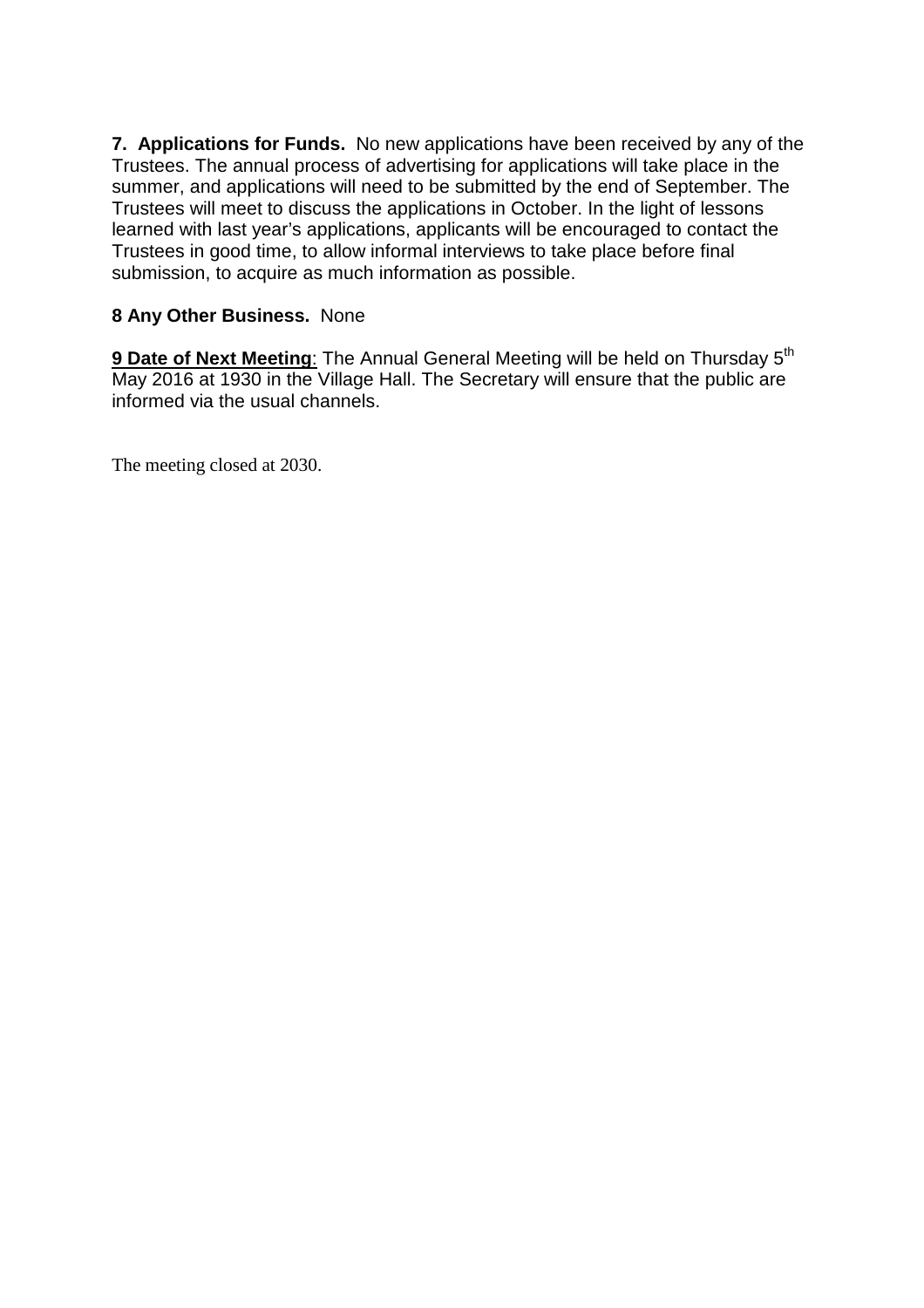**7. Applications for Funds.** No new applications have been received by any of the Trustees. The annual process of advertising for applications will take place in the summer, and applications will need to be submitted by the end of September. The Trustees will meet to discuss the applications in October. In the light of lessons learned with last year's applications, applicants will be encouraged to contact the Trustees in good time, to allow informal interviews to take place before final submission, to acquire as much information as possible.

**8 Any Other Business.** None

**9 Date of Next Meeting**: The Annual General Meeting will be held on Thursday 5th May 2016 at 1930 in the Village Hall. The Secretary will ensure that the public are informed via the usual channels.

The meeting closed at 2030.